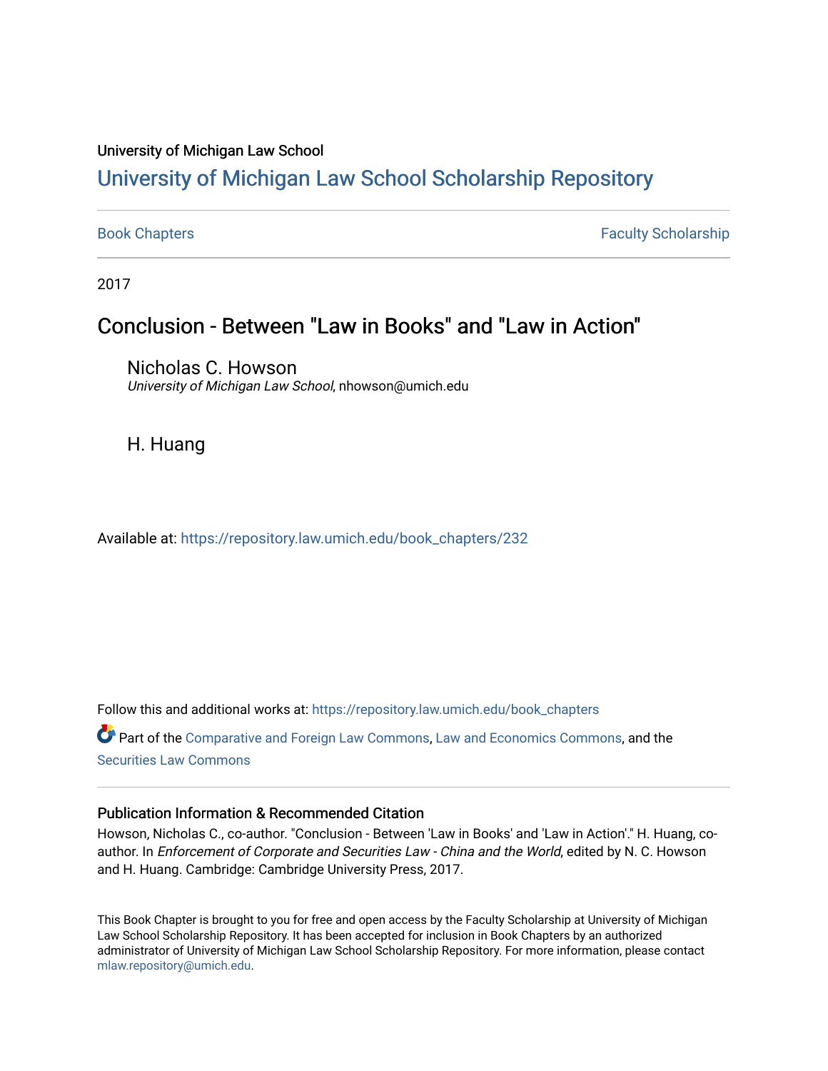University of Michigan Law School

# University of Michigan Law School Scholarship Repository

Book Chapters | Faculty Scholarship

2017

## Conclusion - Between "Law in Books" and "Law in Action"

Nicholas C. Howson
*University of Michigan Law School*, nhowson@umich.edu

H. Huang

Available at: https://repository.law.umich.edu/book_chapters/232

Follow this and additional works at: https://repository.law.umich.edu/book_chapters

Part of the Comparative and Foreign Law Commons, Law and Economics Commons, and the Securities Law Commons

### Publication Information & Recommended Citation

Howson, Nicholas C., co-author. "Conclusion - Between 'Law in Books' and 'Law in Action'." H. Huang, co-author. In *Enforcement of Corporate and Securities Law - China and the World*, edited by N. C. Howson and H. Huang. Cambridge: Cambridge University Press, 2017.

This Book Chapter is brought to you for free and open access by the Faculty Scholarship at University of Michigan Law School Scholarship Repository. It has been accepted for inclusion in Book Chapters by an authorized administrator of University of Michigan Law School Scholarship Repository. For more information, please contact mlaw.repository@umich.edu.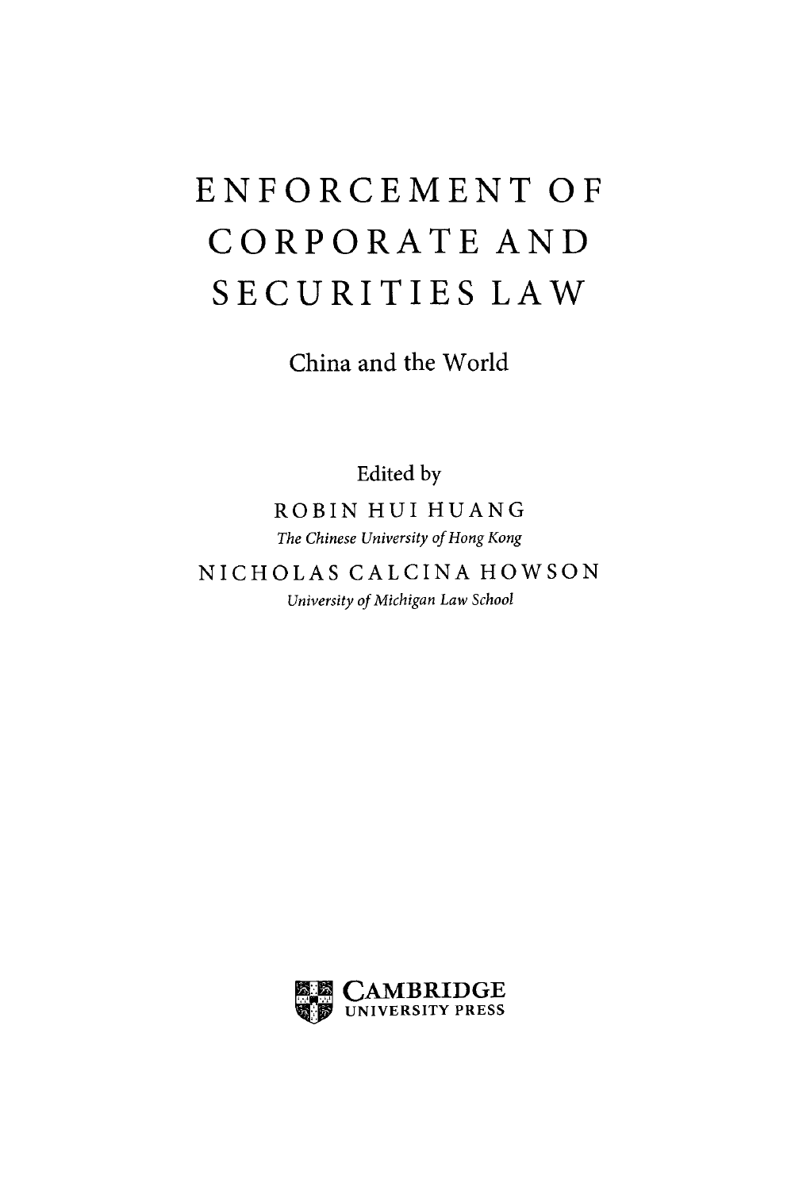# ENFORCEMENT OF CORPORATE AND SECURITIES LAW

## China and the World

Edited by

ROBIN HUI HUANG

*The Chinese University of Hong Kong*

NICHOLAS CALCINA HOWSON

*University of Michigan Law School*

CAMBRIDGE
UNIVERSITY PRESS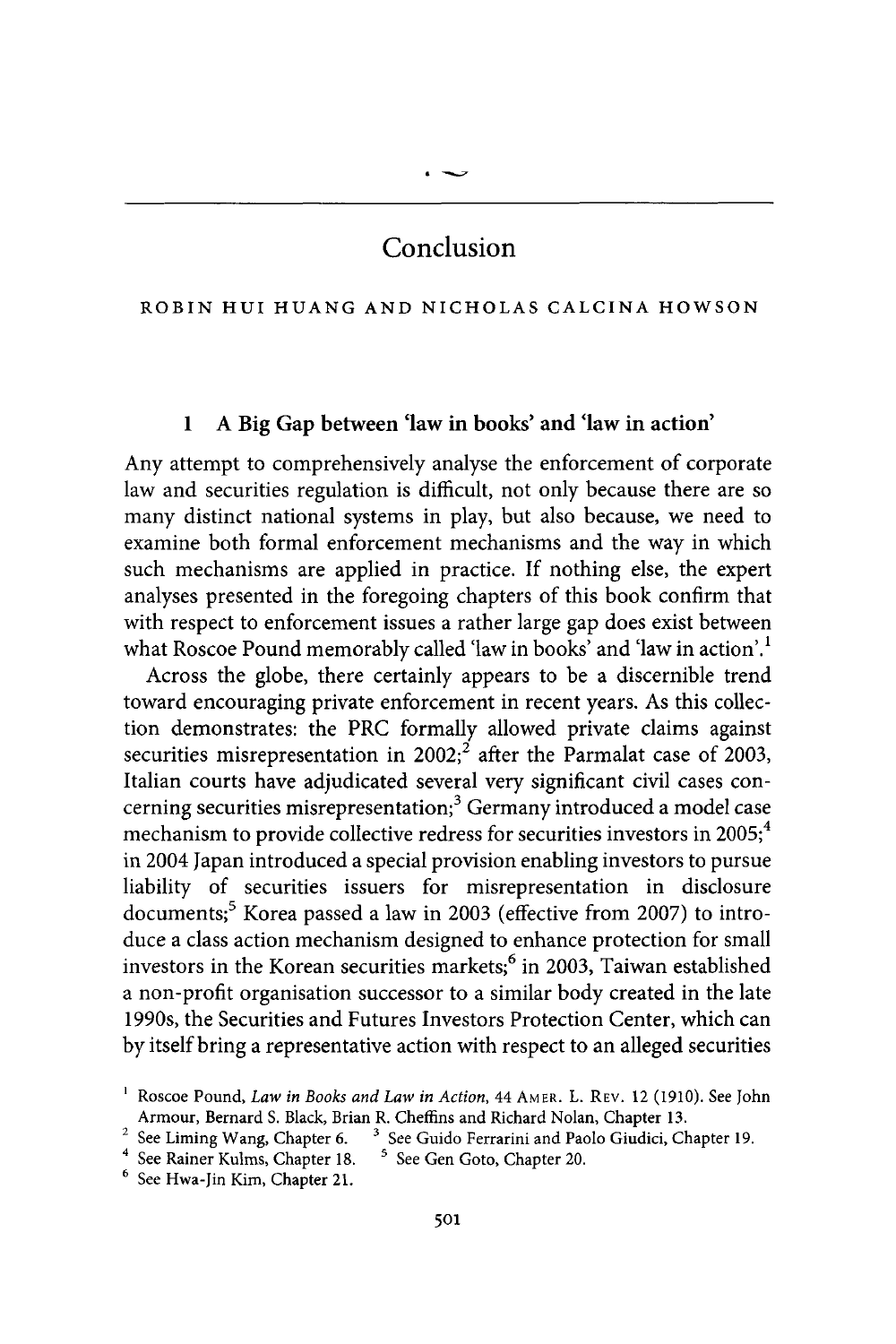# Conclusion

ROBIN HUI HUANG AND NICHOLAS CALCINA HOWSON

## 1 A Big Gap between 'law in books' and 'law in action'

Any attempt to comprehensively analyse the enforcement of corporate law and securities regulation is difficult, not only because there are so many distinct national systems in play, but also because, we need to examine both formal enforcement mechanisms and the way in which such mechanisms are applied in practice. If nothing else, the expert analyses presented in the foregoing chapters of this book confirm that with respect to enforcement issues a rather large gap does exist between what Roscoe Pound memorably called 'law in books' and 'law in action'.[1]

Across the globe, there certainly appears to be a discernible trend toward encouraging private enforcement in recent years. As this collection demonstrates: the PRC formally allowed private claims against securities misrepresentation in 2002;[2] after the Parmalat case of 2003, Italian courts have adjudicated several very significant civil cases concerning securities misrepresentation;[3] Germany introduced a model case mechanism to provide collective redress for securities investors in 2005;[4] in 2004 Japan introduced a special provision enabling investors to pursue liability of securities issuers for misrepresentation in disclosure documents;[5] Korea passed a law in 2003 (effective from 2007) to introduce a class action mechanism designed to enhance protection for small investors in the Korean securities markets;[6] in 2003, Taiwan established a non-profit organisation successor to a similar body created in the late 1990s, the Securities and Futures Investors Protection Center, which can by itself bring a representative action with respect to an alleged securities

[1] Roscoe Pound, *Law in Books and Law in Action*, 44 AMER. L. REV. 12 (1910). See John Armour, Bernard S. Black, Brian R. Cheffins and Richard Nolan, Chapter 13.

[2] See Liming Wang, Chapter 6.

[3] See Guido Ferrarini and Paolo Giudici, Chapter 19.

[4] See Rainer Kulms, Chapter 18.

[5] See Gen Goto, Chapter 20.

[6] See Hwa-Jin Kim, Chapter 21.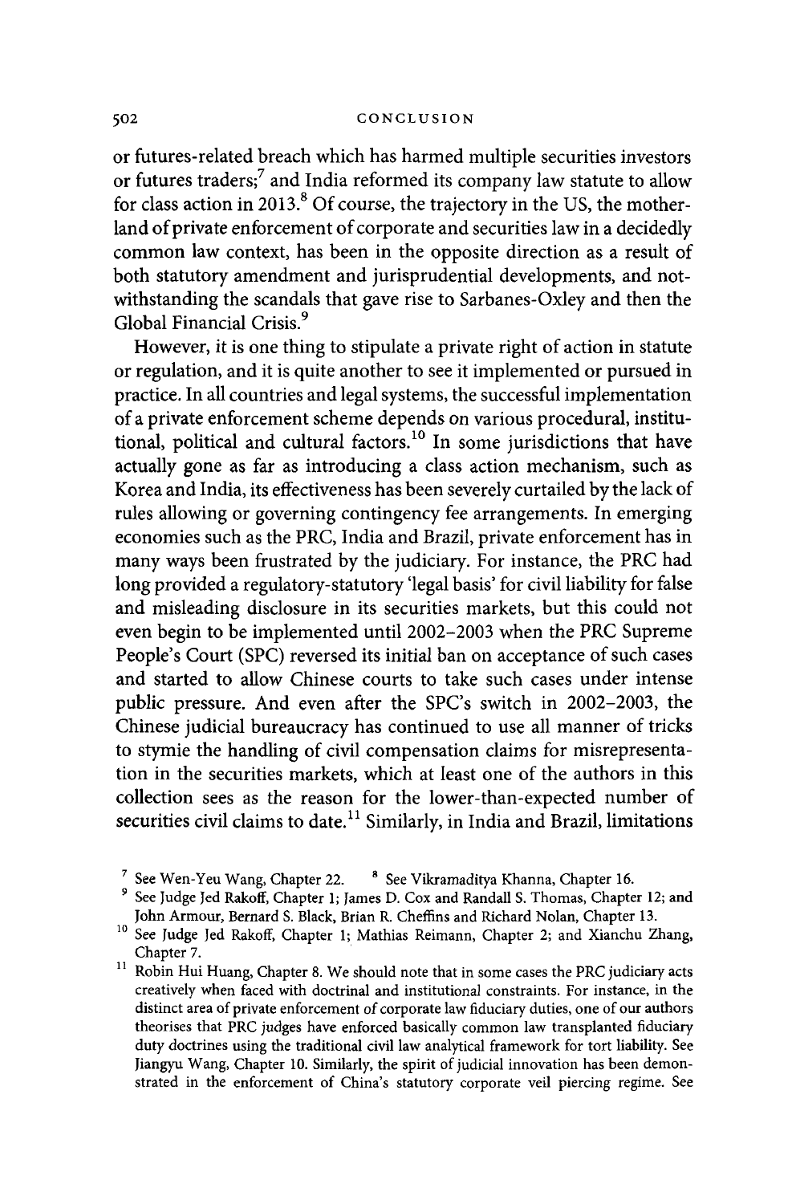or futures-related breach which has harmed multiple securities investors or futures traders;[7] and India reformed its company law statute to allow for class action in 2013.[8] Of course, the trajectory in the US, the motherland of private enforcement of corporate and securities law in a decidedly common law context, has been in the opposite direction as a result of both statutory amendment and jurisprudential developments, and notwithstanding the scandals that gave rise to Sarbanes-Oxley and then the Global Financial Crisis.[9]

However, it is one thing to stipulate a private right of action in statute or regulation, and it is quite another to see it implemented or pursued in practice. In all countries and legal systems, the successful implementation of a private enforcement scheme depends on various procedural, institutional, political and cultural factors.[10] In some jurisdictions that have actually gone as far as introducing a class action mechanism, such as Korea and India, its effectiveness has been severely curtailed by the lack of rules allowing or governing contingency fee arrangements. In emerging economies such as the PRC, India and Brazil, private enforcement has in many ways been frustrated by the judiciary. For instance, the PRC had long provided a regulatory-statutory 'legal basis' for civil liability for false and misleading disclosure in its securities markets, but this could not even begin to be implemented until 2002–2003 when the PRC Supreme People's Court (SPC) reversed its initial ban on acceptance of such cases and started to allow Chinese courts to take such cases under intense public pressure. And even after the SPC's switch in 2002–2003, the Chinese judicial bureaucracy has continued to use all manner of tricks to stymie the handling of civil compensation claims for misrepresentation in the securities markets, which at least one of the authors in this collection sees as the reason for the lower-than-expected number of securities civil claims to date.[11] Similarly, in India and Brazil, limitations

---

[7] See Wen-Yeu Wang, Chapter 22. [8] See Vikramaditya Khanna, Chapter 16.

[9] See Judge Jed Rakoff, Chapter 1; James D. Cox and Randall S. Thomas, Chapter 12; and John Armour, Bernard S. Black, Brian R. Cheffins and Richard Nolan, Chapter 13.

[10] See Judge Jed Rakoff, Chapter 1; Mathias Reimann, Chapter 2; and Xianchu Zhang, Chapter 7.

[11] Robin Hui Huang, Chapter 8. We should note that in some cases the PRC judiciary acts creatively when faced with doctrinal and institutional constraints. For instance, in the distinct area of private enforcement of corporate law fiduciary duties, one of our authors theorises that PRC judges have enforced basically common law transplanted fiduciary duty doctrines using the traditional civil law analytical framework for tort liability. See Jiangyu Wang, Chapter 10. Similarly, the spirit of judicial innovation has been demonstrated in the enforcement of China's statutory corporate veil piercing regime. See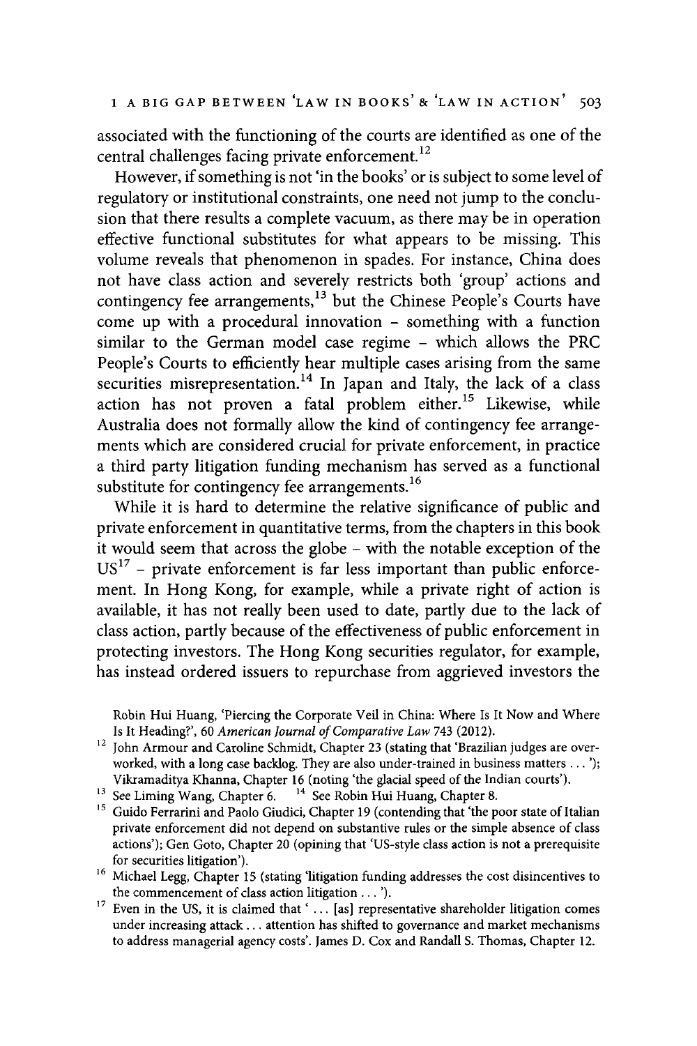associated with the functioning of the courts are identified as one of the central challenges facing private enforcement.[12]

However, if something is not 'in the books' or is subject to some level of regulatory or institutional constraints, one need not jump to the conclusion that there results a complete vacuum, as there may be in operation effective functional substitutes for what appears to be missing. This volume reveals that phenomenon in spades. For instance, China does not have class action and severely restricts both 'group' actions and contingency fee arrangements,[13] but the Chinese People's Courts have come up with a procedural innovation – something with a function similar to the German model case regime – which allows the PRC People's Courts to efficiently hear multiple cases arising from the same securities misrepresentation.[14] In Japan and Italy, the lack of a class action has not proven a fatal problem either.[15] Likewise, while Australia does not formally allow the kind of contingency fee arrangements which are considered crucial for private enforcement, in practice a third party litigation funding mechanism has served as a functional substitute for contingency fee arrangements.[16]

While it is hard to determine the relative significance of public and private enforcement in quantitative terms, from the chapters in this book it would seem that across the globe – with the notable exception of the US[17] – private enforcement is far less important than public enforcement. In Hong Kong, for example, while a private right of action is available, it has not really been used to date, partly due to the lack of class action, partly because of the effectiveness of public enforcement in protecting investors. The Hong Kong securities regulator, for example, has instead ordered issuers to repurchase from aggrieved investors the

Robin Hui Huang, 'Piercing the Corporate Veil in China: Where Is It Now and Where Is It Heading?', 60 *American Journal of Comparative Law* 743 (2012).

[12] John Armour and Caroline Schmidt, Chapter 23 (stating that 'Brazilian judges are overworked, with a long case backlog. They are also under-trained in business matters . . . '); Vikramaditya Khanna, Chapter 16 (noting 'the glacial speed of the Indian courts').

[13] See Liming Wang, Chapter 6.

[14] See Robin Hui Huang, Chapter 8.

[15] Guido Ferrarini and Paolo Giudici, Chapter 19 (contending that 'the poor state of Italian private enforcement did not depend on substantive rules or the simple absence of class actions'); Gen Goto, Chapter 20 (opining that 'US-style class action is not a prerequisite for securities litigation').

[16] Michael Legg, Chapter 15 (stating 'litigation funding addresses the cost disincentives to the commencement of class action litigation . . . ').

[17] Even in the US, it is claimed that ' . . . [as] representative shareholder litigation comes under increasing attack . . . attention has shifted to governance and market mechanisms to address managerial agency costs'. James D. Cox and Randall S. Thomas, Chapter 12.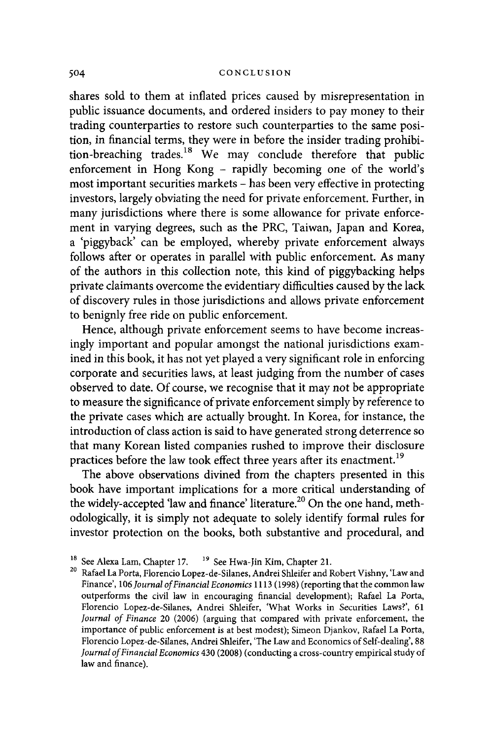shares sold to them at inflated prices caused by misrepresentation in public issuance documents, and ordered insiders to pay money to their trading counterparties to restore such counterparties to the same position, in financial terms, they were in before the insider trading prohibition-breaching trades.[18] We may conclude therefore that public enforcement in Hong Kong – rapidly becoming one of the world's most important securities markets – has been very effective in protecting investors, largely obviating the need for private enforcement. Further, in many jurisdictions where there is some allowance for private enforcement in varying degrees, such as the PRC, Taiwan, Japan and Korea, a 'piggyback' can be employed, whereby private enforcement always follows after or operates in parallel with public enforcement. As many of the authors in this collection note, this kind of piggybacking helps private claimants overcome the evidentiary difficulties caused by the lack of discovery rules in those jurisdictions and allows private enforcement to benignly free ride on public enforcement.

Hence, although private enforcement seems to have become increasingly important and popular amongst the national jurisdictions examined in this book, it has not yet played a very significant role in enforcing corporate and securities laws, at least judging from the number of cases observed to date. Of course, we recognise that it may not be appropriate to measure the significance of private enforcement simply by reference to the private cases which are actually brought. In Korea, for instance, the introduction of class action is said to have generated strong deterrence so that many Korean listed companies rushed to improve their disclosure practices before the law took effect three years after its enactment.[19]

The above observations divined from the chapters presented in this book have important implications for a more critical understanding of the widely-accepted 'law and finance' literature.[20] On the one hand, methodologically, it is simply not adequate to solely identify formal rules for investor protection on the books, both substantive and procedural, and

[18] See Alexa Lam, Chapter 17. [19] See Hwa-Jin Kim, Chapter 21.

[20] Rafael La Porta, Florencio Lopez-de-Silanes, Andrei Shleifer and Robert Vishny, 'Law and Finance', 106 *Journal of Financial Economics* 1113 (1998) (reporting that the common law outperforms the civil law in encouraging financial development); Rafael La Porta, Florencio Lopez-de-Silanes, Andrei Shleifer, 'What Works in Securities Laws?', 61 *Journal of Finance* 20 (2006) (arguing that compared with private enforcement, the importance of public enforcement is at best modest); Simeon Djankov, Rafael La Porta, Florencio Lopez-de-Silanes, Andrei Shleifer, 'The Law and Economics of Self-dealing', 88 *Journal of Financial Economics* 430 (2008) (conducting a cross-country empirical study of law and finance).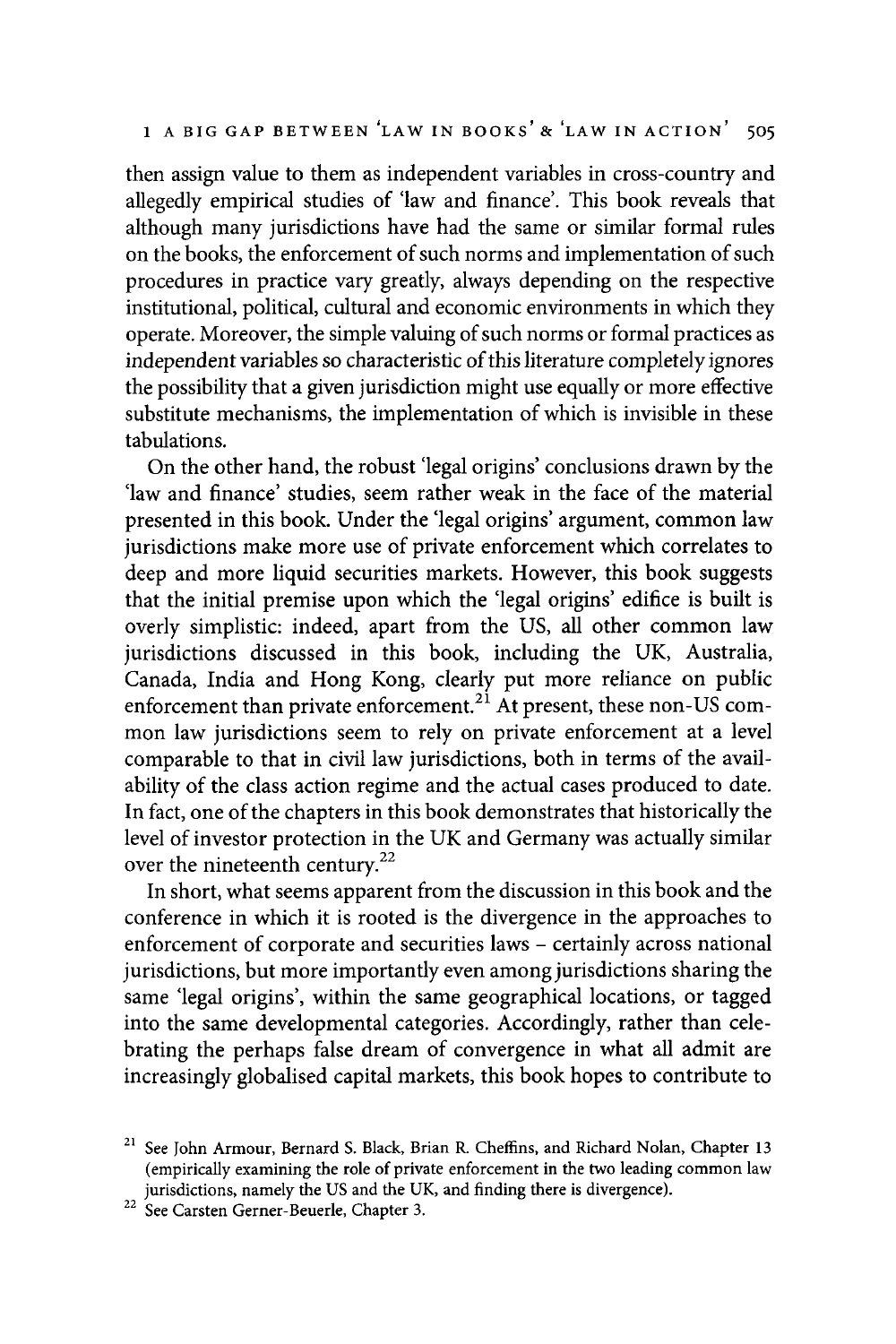then assign value to them as independent variables in cross-country and allegedly empirical studies of 'law and finance'. This book reveals that although many jurisdictions have had the same or similar formal rules on the books, the enforcement of such norms and implementation of such procedures in practice vary greatly, always depending on the respective institutional, political, cultural and economic environments in which they operate. Moreover, the simple valuing of such norms or formal practices as independent variables so characteristic of this literature completely ignores the possibility that a given jurisdiction might use equally or more effective substitute mechanisms, the implementation of which is invisible in these tabulations.

On the other hand, the robust 'legal origins' conclusions drawn by the 'law and finance' studies, seem rather weak in the face of the material presented in this book. Under the 'legal origins' argument, common law jurisdictions make more use of private enforcement which correlates to deep and more liquid securities markets. However, this book suggests that the initial premise upon which the 'legal origins' edifice is built is overly simplistic: indeed, apart from the US, all other common law jurisdictions discussed in this book, including the UK, Australia, Canada, India and Hong Kong, clearly put more reliance on public enforcement than private enforcement.[21] At present, these non-US common law jurisdictions seem to rely on private enforcement at a level comparable to that in civil law jurisdictions, both in terms of the availability of the class action regime and the actual cases produced to date. In fact, one of the chapters in this book demonstrates that historically the level of investor protection in the UK and Germany was actually similar over the nineteenth century.[22]

In short, what seems apparent from the discussion in this book and the conference in which it is rooted is the divergence in the approaches to enforcement of corporate and securities laws – certainly across national jurisdictions, but more importantly even among jurisdictions sharing the same 'legal origins', within the same geographical locations, or tagged into the same developmental categories. Accordingly, rather than celebrating the perhaps false dream of convergence in what all admit are increasingly globalised capital markets, this book hopes to contribute to

[21] See John Armour, Bernard S. Black, Brian R. Cheffins, and Richard Nolan, Chapter 13 (empirically examining the role of private enforcement in the two leading common law jurisdictions, namely the US and the UK, and finding there is divergence).

[22] See Carsten Gerner-Beuerle, Chapter 3.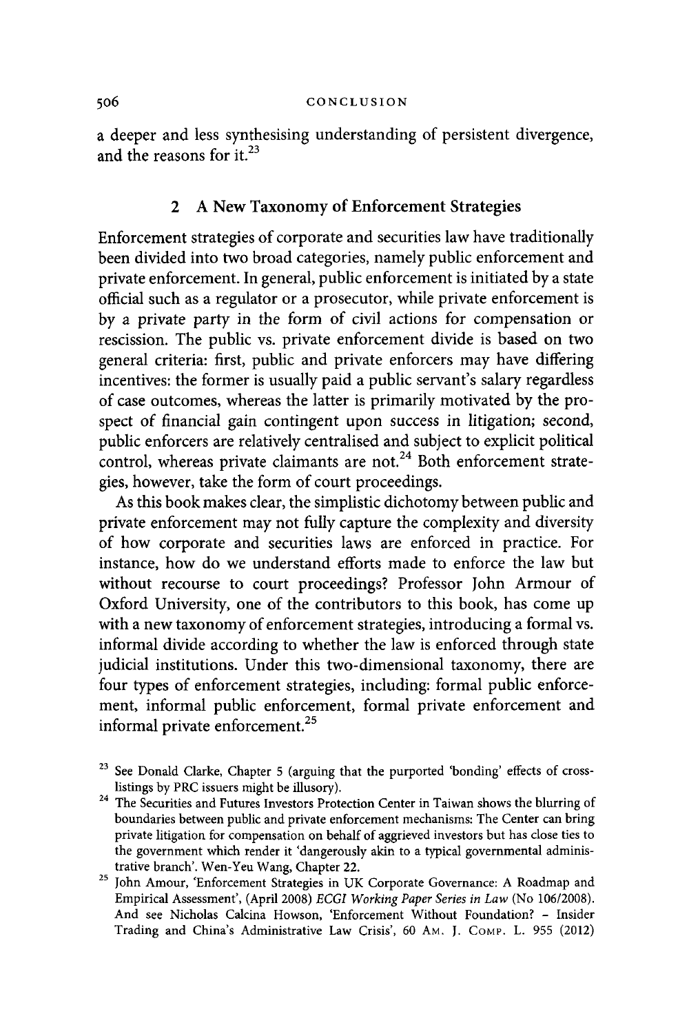a deeper and less synthesising understanding of persistent divergence, and the reasons for it.[23]

## 2 A New Taxonomy of Enforcement Strategies

Enforcement strategies of corporate and securities law have traditionally been divided into two broad categories, namely public enforcement and private enforcement. In general, public enforcement is initiated by a state official such as a regulator or a prosecutor, while private enforcement is by a private party in the form of civil actions for compensation or rescission. The public vs. private enforcement divide is based on two general criteria: first, public and private enforcers may have differing incentives: the former is usually paid a public servant's salary regardless of case outcomes, whereas the latter is primarily motivated by the prospect of financial gain contingent upon success in litigation; second, public enforcers are relatively centralised and subject to explicit political control, whereas private claimants are not.[24] Both enforcement strategies, however, take the form of court proceedings.

As this book makes clear, the simplistic dichotomy between public and private enforcement may not fully capture the complexity and diversity of how corporate and securities laws are enforced in practice. For instance, how do we understand efforts made to enforce the law but without recourse to court proceedings? Professor John Armour of Oxford University, one of the contributors to this book, has come up with a new taxonomy of enforcement strategies, introducing a formal vs. informal divide according to whether the law is enforced through state judicial institutions. Under this two-dimensional taxonomy, there are four types of enforcement strategies, including: formal public enforcement, informal public enforcement, formal private enforcement and informal private enforcement.[25]

[23] See Donald Clarke, Chapter 5 (arguing that the purported 'bonding' effects of cross-listings by PRC issuers might be illusory).

[24] The Securities and Futures Investors Protection Center in Taiwan shows the blurring of boundaries between public and private enforcement mechanisms: The Center can bring private litigation for compensation on behalf of aggrieved investors but has close ties to the government which render it 'dangerously akin to a typical governmental administrative branch'. Wen-Yeu Wang, Chapter 22.

[25] John Amour, 'Enforcement Strategies in UK Corporate Governance: A Roadmap and Empirical Assessment', (April 2008) *ECGI Working Paper Series in Law* (No 106/2008). And see Nicholas Calcina Howson, 'Enforcement Without Foundation? – Insider Trading and China's Administrative Law Crisis', 60 AM. J. COMP. L. 955 (2012)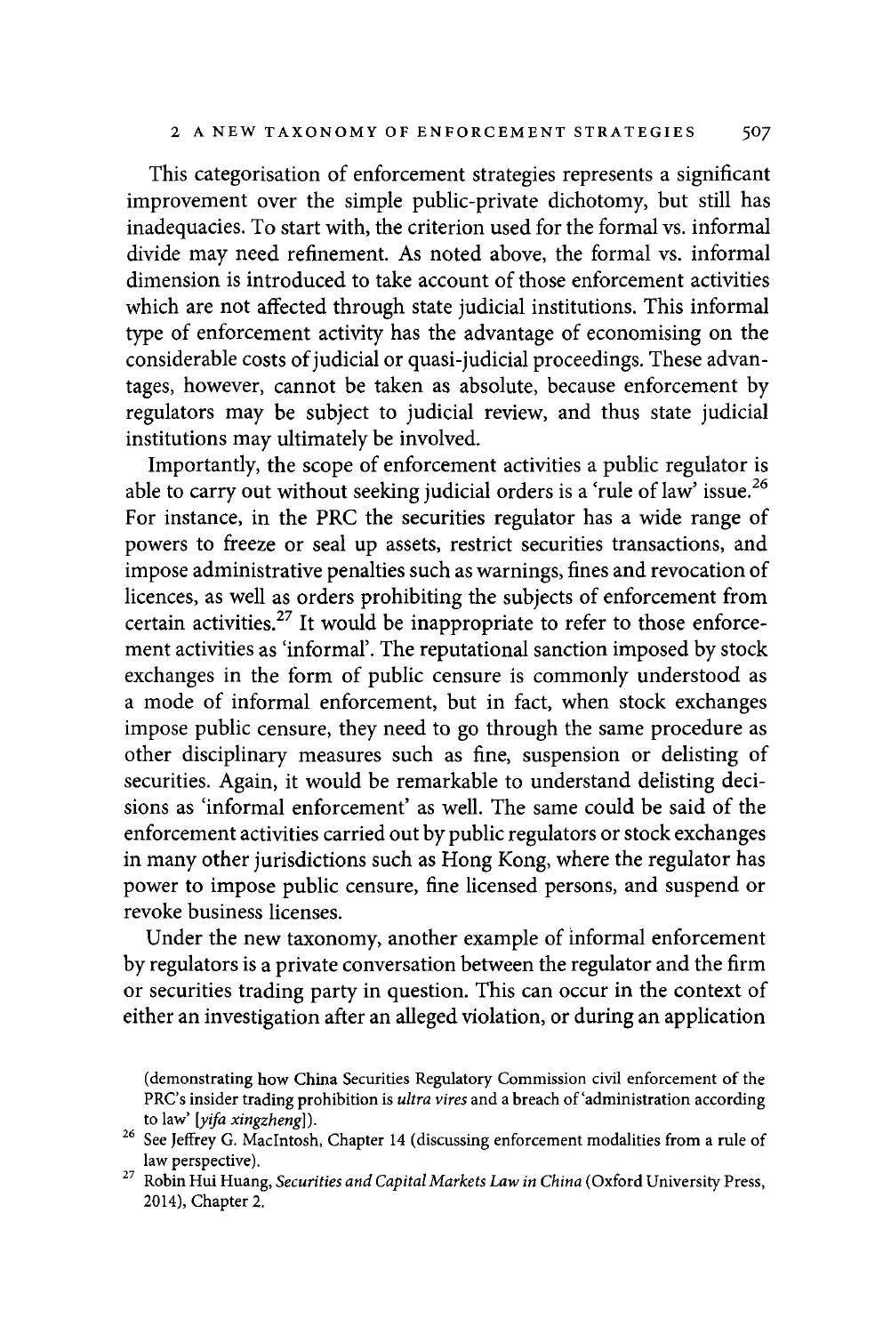This categorisation of enforcement strategies represents a significant improvement over the simple public-private dichotomy, but still has inadequacies. To start with, the criterion used for the formal vs. informal divide may need refinement. As noted above, the formal vs. informal dimension is introduced to take account of those enforcement activities which are not affected through state judicial institutions. This informal type of enforcement activity has the advantage of economising on the considerable costs of judicial or quasi-judicial proceedings. These advantages, however, cannot be taken as absolute, because enforcement by regulators may be subject to judicial review, and thus state judicial institutions may ultimately be involved.

Importantly, the scope of enforcement activities a public regulator is able to carry out without seeking judicial orders is a 'rule of law' issue.[26] For instance, in the PRC the securities regulator has a wide range of powers to freeze or seal up assets, restrict securities transactions, and impose administrative penalties such as warnings, fines and revocation of licences, as well as orders prohibiting the subjects of enforcement from certain activities.[27] It would be inappropriate to refer to those enforcement activities as 'informal'. The reputational sanction imposed by stock exchanges in the form of public censure is commonly understood as a mode of informal enforcement, but in fact, when stock exchanges impose public censure, they need to go through the same procedure as other disciplinary measures such as fine, suspension or delisting of securities. Again, it would be remarkable to understand delisting decisions as 'informal enforcement' as well. The same could be said of the enforcement activities carried out by public regulators or stock exchanges in many other jurisdictions such as Hong Kong, where the regulator has power to impose public censure, fine licensed persons, and suspend or revoke business licenses.

Under the new taxonomy, another example of informal enforcement by regulators is a private conversation between the regulator and the firm or securities trading party in question. This can occur in the context of either an investigation after an alleged violation, or during an application

(demonstrating how China Securities Regulatory Commission civil enforcement of the PRC's insider trading prohibition is *ultra vires* and a breach of 'administration according to law' [*yifa xingzheng*]).

[26] See Jeffrey G. MacIntosh, Chapter 14 (discussing enforcement modalities from a rule of law perspective).

[27] Robin Hui Huang, *Securities and Capital Markets Law in China* (Oxford University Press, 2014), Chapter 2.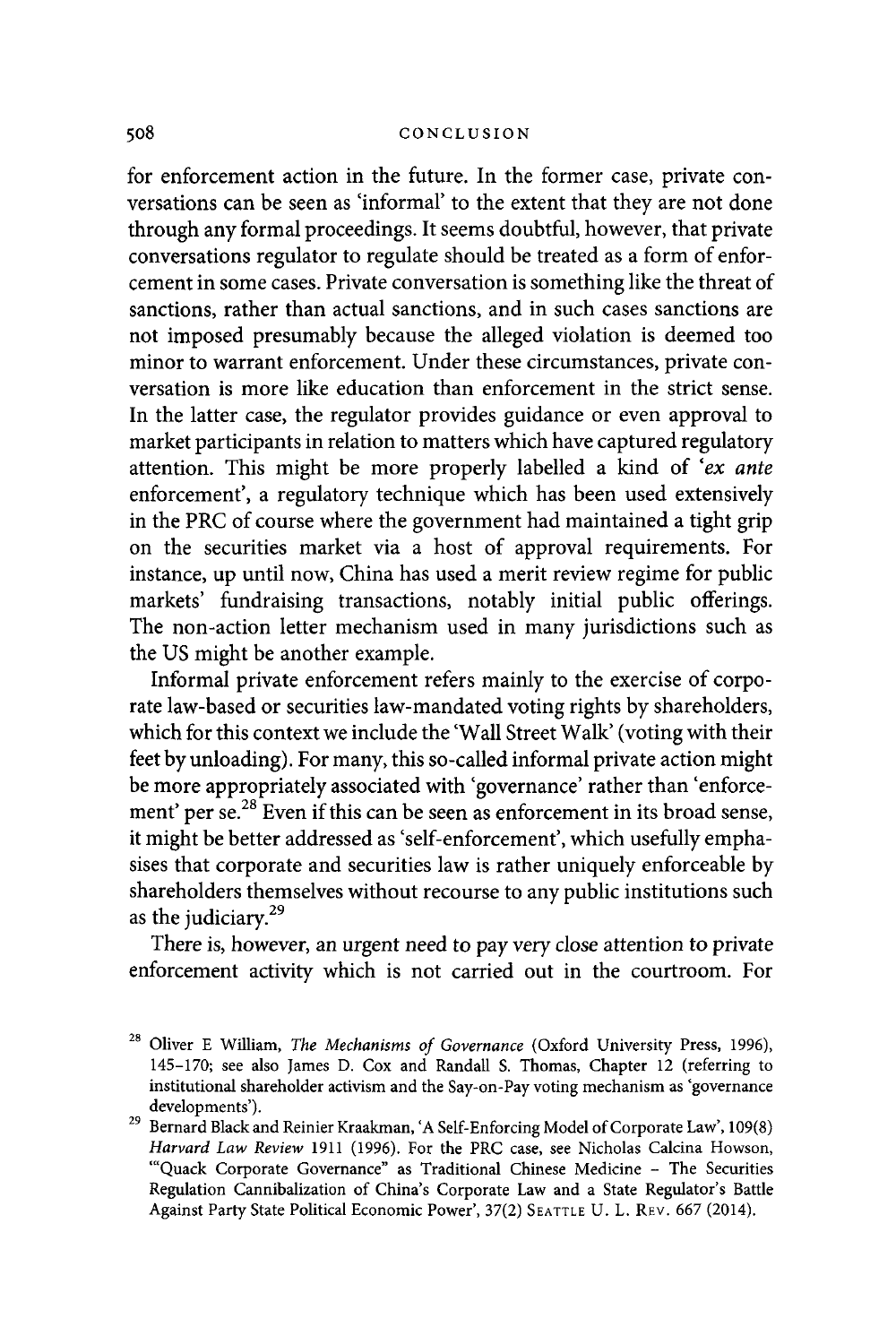for enforcement action in the future. In the former case, private conversations can be seen as 'informal' to the extent that they are not done through any formal proceedings. It seems doubtful, however, that private conversations regulator to regulate should be treated as a form of enforcement in some cases. Private conversation is something like the threat of sanctions, rather than actual sanctions, and in such cases sanctions are not imposed presumably because the alleged violation is deemed too minor to warrant enforcement. Under these circumstances, private conversation is more like education than enforcement in the strict sense. In the latter case, the regulator provides guidance or even approval to market participants in relation to matters which have captured regulatory attention. This might be more properly labelled a kind of '*ex ante* enforcement', a regulatory technique which has been used extensively in the PRC of course where the government had maintained a tight grip on the securities market via a host of approval requirements. For instance, up until now, China has used a merit review regime for public markets' fundraising transactions, notably initial public offerings. The non-action letter mechanism used in many jurisdictions such as the US might be another example.

Informal private enforcement refers mainly to the exercise of corporate law-based or securities law-mandated voting rights by shareholders, which for this context we include the 'Wall Street Walk' (voting with their feet by unloading). For many, this so-called informal private action might be more appropriately associated with 'governance' rather than 'enforcement' per se.[28] Even if this can be seen as enforcement in its broad sense, it might be better addressed as 'self-enforcement', which usefully emphasises that corporate and securities law is rather uniquely enforceable by shareholders themselves without recourse to any public institutions such as the judiciary.[29]

There is, however, an urgent need to pay very close attention to private enforcement activity which is not carried out in the courtroom. For

---

[28] Oliver E William, *The Mechanisms of Governance* (Oxford University Press, 1996), 145–170; see also James D. Cox and Randall S. Thomas, Chapter 12 (referring to institutional shareholder activism and the Say-on-Pay voting mechanism as 'governance developments').

[29] Bernard Black and Reinier Kraakman, 'A Self-Enforcing Model of Corporate Law', 109(8) *Harvard Law Review* 1911 (1996). For the PRC case, see Nicholas Calcina Howson, '"Quack Corporate Governance" as Traditional Chinese Medicine – The Securities Regulation Cannibalization of China's Corporate Law and a State Regulator's Battle Against Party State Political Economic Power', 37(2) SEATTLE U. L. REV. 667 (2014).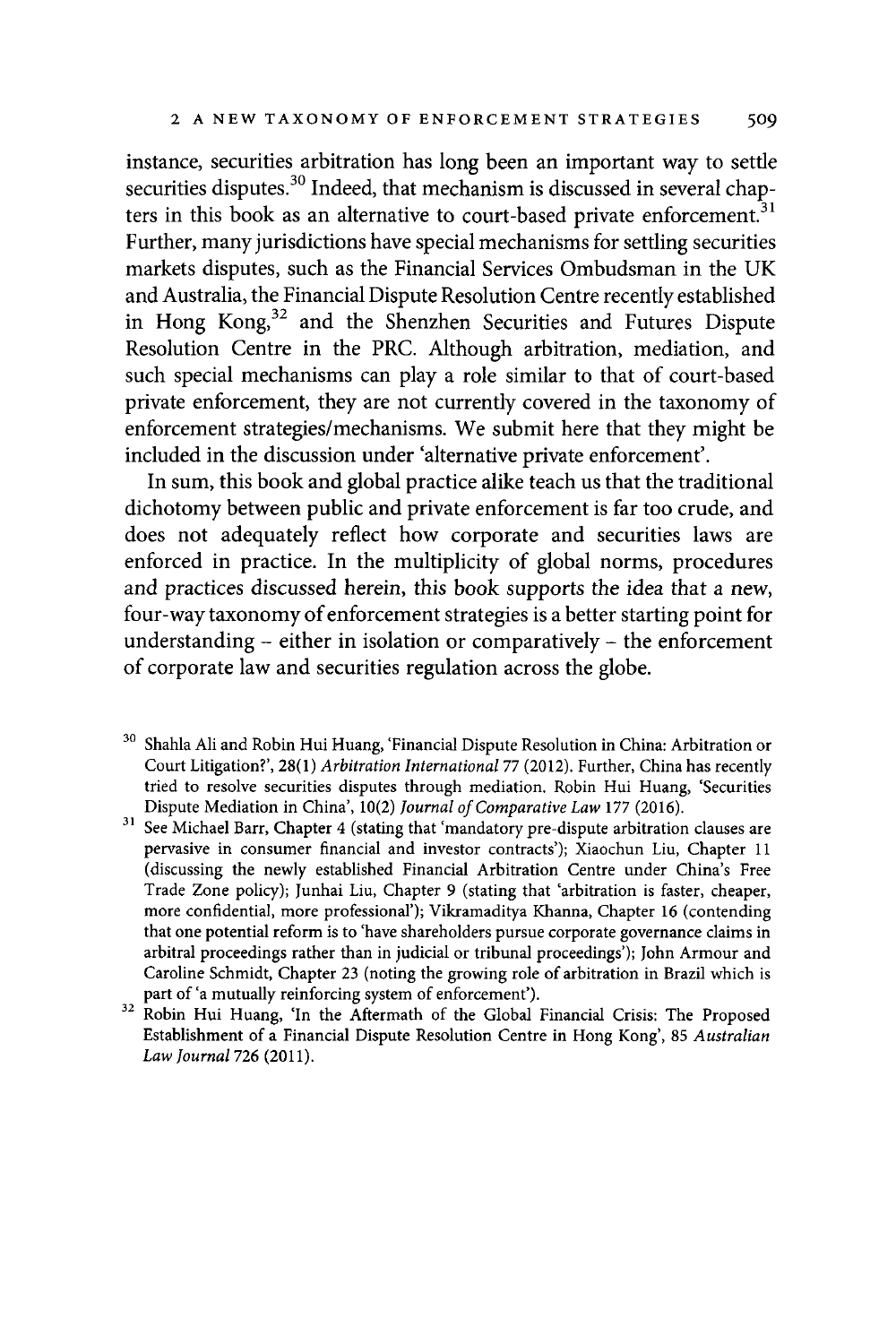instance, securities arbitration has long been an important way to settle securities disputes.[30] Indeed, that mechanism is discussed in several chapters in this book as an alternative to court-based private enforcement.[31] Further, many jurisdictions have special mechanisms for settling securities markets disputes, such as the Financial Services Ombudsman in the UK and Australia, the Financial Dispute Resolution Centre recently established in Hong Kong,[32] and the Shenzhen Securities and Futures Dispute Resolution Centre in the PRC. Although arbitration, mediation, and such special mechanisms can play a role similar to that of court-based private enforcement, they are not currently covered in the taxonomy of enforcement strategies/mechanisms. We submit here that they might be included in the discussion under 'alternative private enforcement'.

In sum, this book and global practice alike teach us that the traditional dichotomy between public and private enforcement is far too crude, and does not adequately reflect how corporate and securities laws are enforced in practice. In the multiplicity of global norms, procedures and practices discussed herein, this book supports the idea that a new, four-way taxonomy of enforcement strategies is a better starting point for understanding – either in isolation or comparatively – the enforcement of corporate law and securities regulation across the globe.

[30] Shahla Ali and Robin Hui Huang, 'Financial Dispute Resolution in China: Arbitration or Court Litigation?', 28(1) *Arbitration International* 77 (2012). Further, China has recently tried to resolve securities disputes through mediation. Robin Hui Huang, 'Securities Dispute Mediation in China', 10(2) *Journal of Comparative Law* 177 (2016).

[31] See Michael Barr, Chapter 4 (stating that 'mandatory pre-dispute arbitration clauses are pervasive in consumer financial and investor contracts'); Xiaochun Liu, Chapter 11 (discussing the newly established Financial Arbitration Centre under China's Free Trade Zone policy); Junhai Liu, Chapter 9 (stating that 'arbitration is faster, cheaper, more confidential, more professional'); Vikramaditya Khanna, Chapter 16 (contending that one potential reform is to 'have shareholders pursue corporate governance claims in arbitral proceedings rather than in judicial or tribunal proceedings'); John Armour and Caroline Schmidt, Chapter 23 (noting the growing role of arbitration in Brazil which is part of 'a mutually reinforcing system of enforcement').

[32] Robin Hui Huang, 'In the Aftermath of the Global Financial Crisis: The Proposed Establishment of a Financial Dispute Resolution Centre in Hong Kong', 85 *Australian Law Journal* 726 (2011).